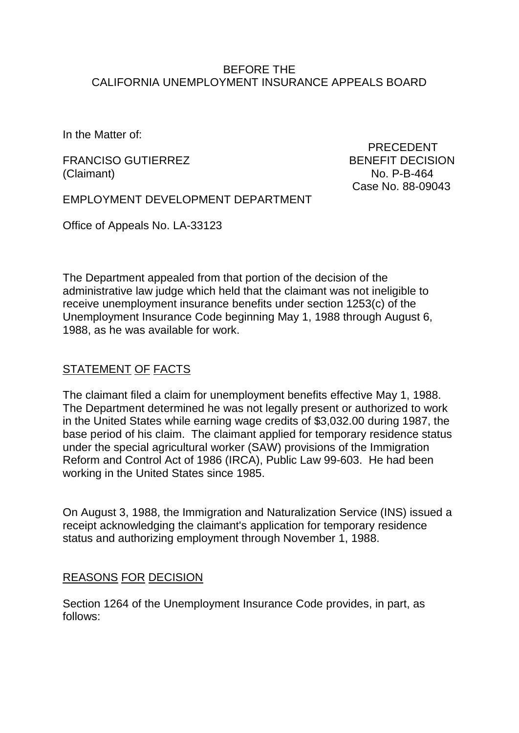BEFORE THE
CALIFORNIA UNEMPLOYMENT INSURANCE APPEALS BOARD

In the Matter of:

FRANCISO GUTIERREZ
(Claimant)

PRECEDENT
BENEFIT DECISION
No. P-B-464
Case No. 88-09043

EMPLOYMENT DEVELOPMENT DEPARTMENT

Office of Appeals No. LA-33123

The Department appealed from that portion of the decision of the administrative law judge which held that the claimant was not ineligible to receive unemployment insurance benefits under section 1253(c) of the Unemployment Insurance Code beginning May 1, 1988 through August 6, 1988, as he was available for work.

## STATEMENT OF FACTS

The claimant filed a claim for unemployment benefits effective May 1, 1988. The Department determined he was not legally present or authorized to work in the United States while earning wage credits of $3,032.00 during 1987, the base period of his claim. The claimant applied for temporary residence status under the special agricultural worker (SAW) provisions of the Immigration Reform and Control Act of 1986 (IRCA), Public Law 99-603. He had been working in the United States since 1985.

On August 3, 1988, the Immigration and Naturalization Service (INS) issued a receipt acknowledging the claimant's application for temporary residence status and authorizing employment through November 1, 1988.

## REASONS FOR DECISION

Section 1264 of the Unemployment Insurance Code provides, in part, as follows: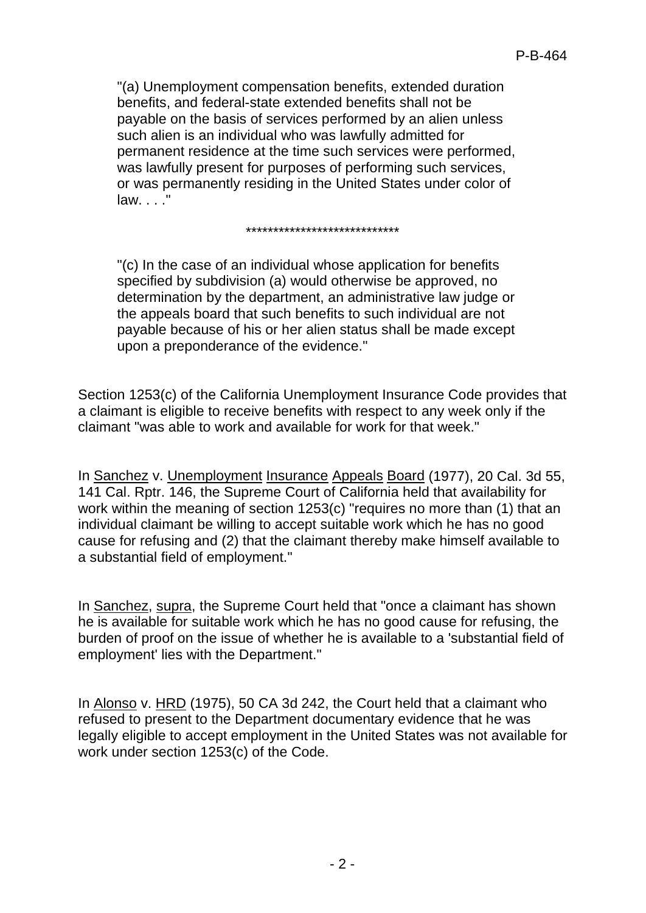"(a) Unemployment compensation benefits, extended duration benefits, and federal-state extended benefits shall not be payable on the basis of services performed by an alien unless such alien is an individual who was lawfully admitted for permanent residence at the time such services were performed, was lawfully present for purposes of performing such services, or was permanently residing in the United States under color of law. . . ."

****************************

"(c) In the case of an individual whose application for benefits specified by subdivision (a) would otherwise be approved, no determination by the department, an administrative law judge or the appeals board that such benefits to such individual are not payable because of his or her alien status shall be made except upon a preponderance of the evidence."

Section 1253(c) of the California Unemployment Insurance Code provides that a claimant is eligible to receive benefits with respect to any week only if the claimant "was able to work and available for work for that week."

In Sanchez v. Unemployment Insurance Appeals Board (1977), 20 Cal. 3d 55, 141 Cal. Rptr. 146, the Supreme Court of California held that availability for work within the meaning of section 1253(c) "requires no more than (1) that an individual claimant be willing to accept suitable work which he has no good cause for refusing and (2) that the claimant thereby make himself available to a substantial field of employment."

In Sanchez, supra, the Supreme Court held that "once a claimant has shown he is available for suitable work which he has no good cause for refusing, the burden of proof on the issue of whether he is available to a 'substantial field of employment' lies with the Department."

In Alonso v. HRD (1975), 50 CA 3d 242, the Court held that a claimant who refused to present to the Department documentary evidence that he was legally eligible to accept employment in the United States was not available for work under section 1253(c) of the Code.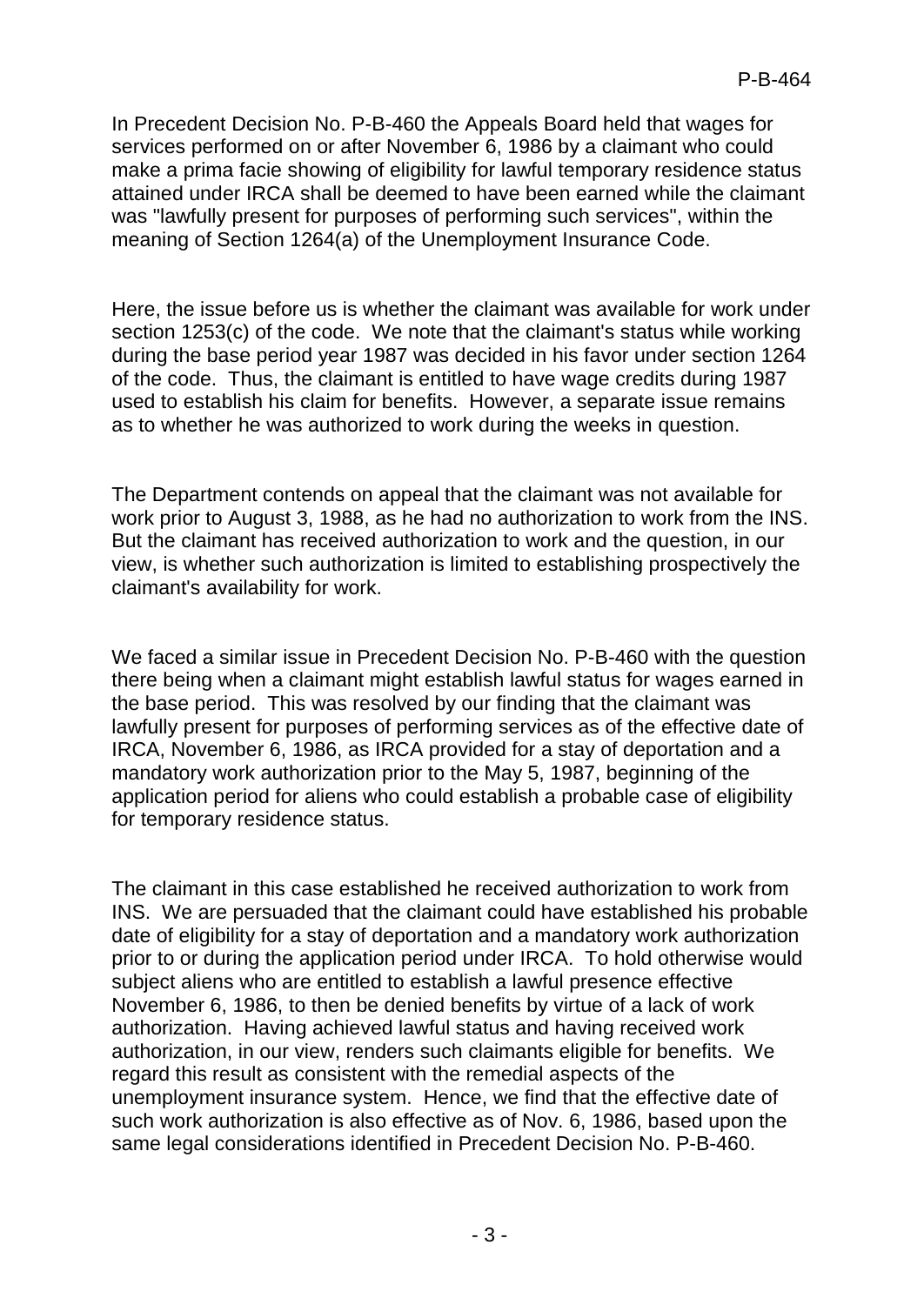In Precedent Decision No. P-B-460 the Appeals Board held that wages for services performed on or after November 6, 1986 by a claimant who could make a prima facie showing of eligibility for lawful temporary residence status attained under IRCA shall be deemed to have been earned while the claimant was "lawfully present for purposes of performing such services", within the meaning of Section 1264(a) of the Unemployment Insurance Code.

Here, the issue before us is whether the claimant was available for work under section 1253(c) of the code. We note that the claimant's status while working during the base period year 1987 was decided in his favor under section 1264 of the code. Thus, the claimant is entitled to have wage credits during 1987 used to establish his claim for benefits. However, a separate issue remains as to whether he was authorized to work during the weeks in question.

The Department contends on appeal that the claimant was not available for work prior to August 3, 1988, as he had no authorization to work from the INS. But the claimant has received authorization to work and the question, in our view, is whether such authorization is limited to establishing prospectively the claimant's availability for work.

We faced a similar issue in Precedent Decision No. P-B-460 with the question there being when a claimant might establish lawful status for wages earned in the base period. This was resolved by our finding that the claimant was lawfully present for purposes of performing services as of the effective date of IRCA, November 6, 1986, as IRCA provided for a stay of deportation and a mandatory work authorization prior to the May 5, 1987, beginning of the application period for aliens who could establish a probable case of eligibility for temporary residence status.

The claimant in this case established he received authorization to work from INS. We are persuaded that the claimant could have established his probable date of eligibility for a stay of deportation and a mandatory work authorization prior to or during the application period under IRCA. To hold otherwise would subject aliens who are entitled to establish a lawful presence effective November 6, 1986, to then be denied benefits by virtue of a lack of work authorization. Having achieved lawful status and having received work authorization, in our view, renders such claimants eligible for benefits. We regard this result as consistent with the remedial aspects of the unemployment insurance system. Hence, we find that the effective date of such work authorization is also effective as of Nov. 6, 1986, based upon the same legal considerations identified in Precedent Decision No. P-B-460.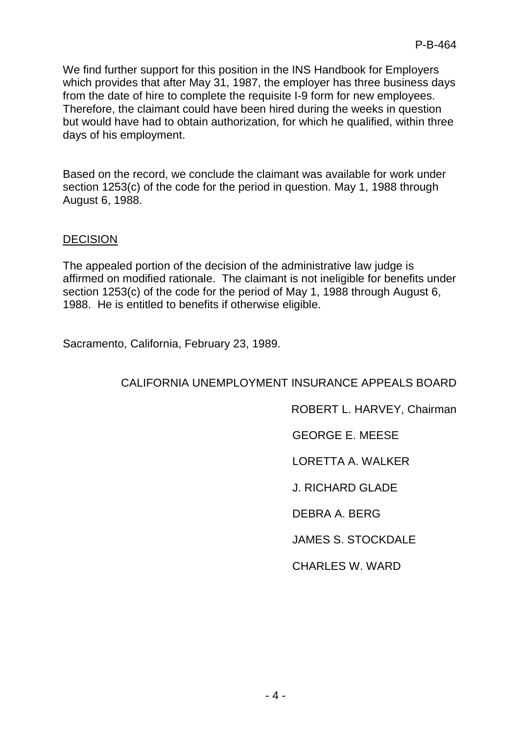We find further support for this position in the INS Handbook for Employers which provides that after May 31, 1987, the employer has three business days from the date of hire to complete the requisite I-9 form for new employees. Therefore, the claimant could have been hired during the weeks in question but would have had to obtain authorization, for which he qualified, within three days of his employment.

Based on the record, we conclude the claimant was available for work under section 1253(c) of the code for the period in question. May 1, 1988 through August 6, 1988.

## DECISION

The appealed portion of the decision of the administrative law judge is affirmed on modified rationale. The claimant is not ineligible for benefits under section 1253(c) of the code for the period of May 1, 1988 through August 6, 1988. He is entitled to benefits if otherwise eligible.

Sacramento, California, February 23, 1989.

CALIFORNIA UNEMPLOYMENT INSURANCE APPEALS BOARD

ROBERT L. HARVEY, Chairman

GEORGE E. MEESE

LORETTA A. WALKER

J. RICHARD GLADE

DEBRA A. BERG

JAMES S. STOCKDALE

CHARLES W. WARD